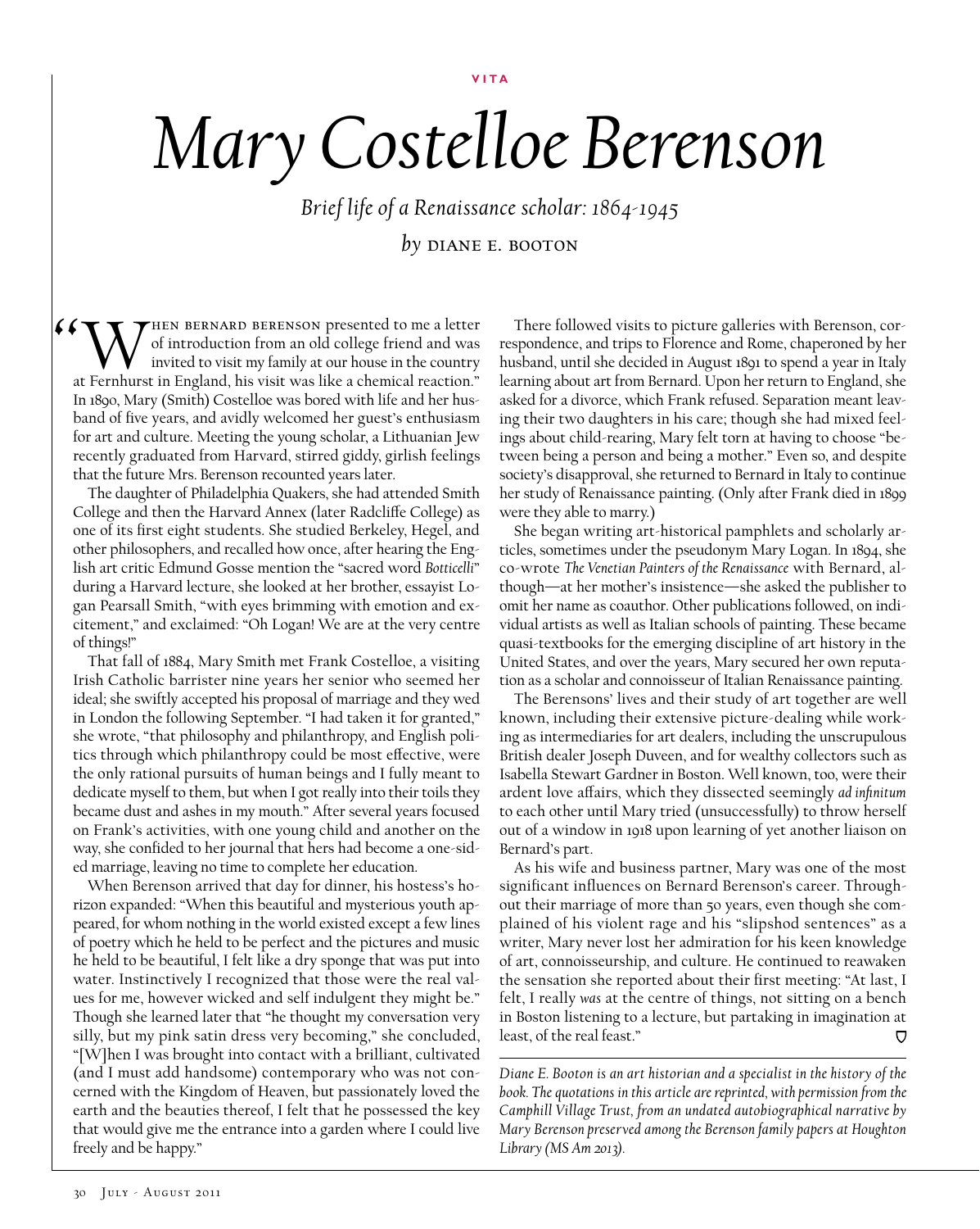VITA

# *Mary Costelloe Berenson*

*Brief life of a Renaissance scholar: 1864-1945*

*by* DIANE E. BOOTON

"When Bernard Berenson presented to me a letter of introduction from an old college friend and was invited to visit my family at our house in the country at Fernhurst in England, his visit was like a chemical reaction." In 1890, Mary (Smith) Costelloe was bored with life and her husband of five years, and avidly welcomed her guest's enthusiasm for art and culture. Meeting the young scholar, a Lithuanian Jew recently graduated from Harvard, stirred giddy, girlish feelings that the future Mrs. Berenson recounted years later.

The daughter of Philadelphia Quakers, she had attended Smith College and then the Harvard Annex (later Radcliffe College) as one of its first eight students. She studied Berkeley, Hegel, and other philosophers, and recalled how once, after hearing the English art critic Edmund Gosse mention the "sacred word *Botticelli*" during a Harvard lecture, she looked at her brother, essayist Logan Pearsall Smith, "with eyes brimming with emotion and excitement," and exclaimed: "Oh Logan! We are at the very centre of things!"

That fall of 1884, Mary Smith met Frank Costelloe, a visiting Irish Catholic barrister nine years her senior who seemed her ideal; she swiftly accepted his proposal of marriage and they wed in London the following September. "I had taken it for granted," she wrote, "that philosophy and philanthropy, and English politics through which philanthropy could be most effective, were the only rational pursuits of human beings and I fully meant to dedicate myself to them, but when I got really into their toils they became dust and ashes in my mouth." After several years focused on Frank's activities, with one young child and another on the way, she confided to her journal that hers had become a one-sided marriage, leaving no time to complete her education.

When Berenson arrived that day for dinner, his hostess's horizon expanded: "When this beautiful and mysterious youth appeared, for whom nothing in the world existed except a few lines of poetry which he held to be perfect and the pictures and music he held to be beautiful, I felt like a dry sponge that was put into water. Instinctively I recognized that those were the real values for me, however wicked and self indulgent they might be." Though she learned later that "he thought my conversation very silly, but my pink satin dress very becoming," she concluded, "[W]hen I was brought into contact with a brilliant, cultivated (and I must add handsome) contemporary who was not concerned with the Kingdom of Heaven, but passionately loved the earth and the beauties thereof, I felt that he possessed the key that would give me the entrance into a garden where I could live freely and be happy."

There followed visits to picture galleries with Berenson, correspondence, and trips to Florence and Rome, chaperoned by her husband, until she decided in August 1891 to spend a year in Italy learning about art from Bernard. Upon her return to England, she asked for a divorce, which Frank refused. Separation meant leaving their two daughters in his care; though she had mixed feelings about child-rearing, Mary felt torn at having to choose "between being a person and being a mother." Even so, and despite society's disapproval, she returned to Bernard in Italy to continue her study of Renaissance painting. (Only after Frank died in 1899 were they able to marry.)

She began writing art-historical pamphlets and scholarly articles, sometimes under the pseudonym Mary Logan. In 1894, she co-wrote *The Venetian Painters of the Renaissance* with Bernard, although—at her mother's insistence—she asked the publisher to omit her name as coauthor. Other publications followed, on individual artists as well as Italian schools of painting. These became quasi-textbooks for the emerging discipline of art history in the United States, and over the years, Mary secured her own reputation as a scholar and connoisseur of Italian Renaissance painting.

The Berensons' lives and their study of art together are well known, including their extensive picture-dealing while working as intermediaries for art dealers, including the unscrupulous British dealer Joseph Duveen, and for wealthy collectors such as Isabella Stewart Gardner in Boston. Well known, too, were their ardent love affairs, which they dissected seemingly *ad infinitum* to each other until Mary tried (unsuccessfully) to throw herself out of a window in 1918 upon learning of yet another liaison on Bernard's part.

As his wife and business partner, Mary was one of the most significant influences on Bernard Berenson's career. Throughout their marriage of more than 50 years, even though she complained of his violent rage and his "slipshod sentences" as a writer, Mary never lost her admiration for his keen knowledge of art, connoisseurship, and culture. He continued to reawaken the sensation she reported about their first meeting: "At last, I felt, I really *was* at the centre of things, not sitting on a bench in Boston listening to a lecture, but partaking in imagination at least, of the real feast."

*Diane E. Booton is an art historian and a specialist in the history of the book. The quotations in this article are reprinted, with permission from the Camphill Village Trust, from an undated autobiographical narrative by Mary Berenson preserved among the Berenson family papers at Houghton Library (MS Am 2013).*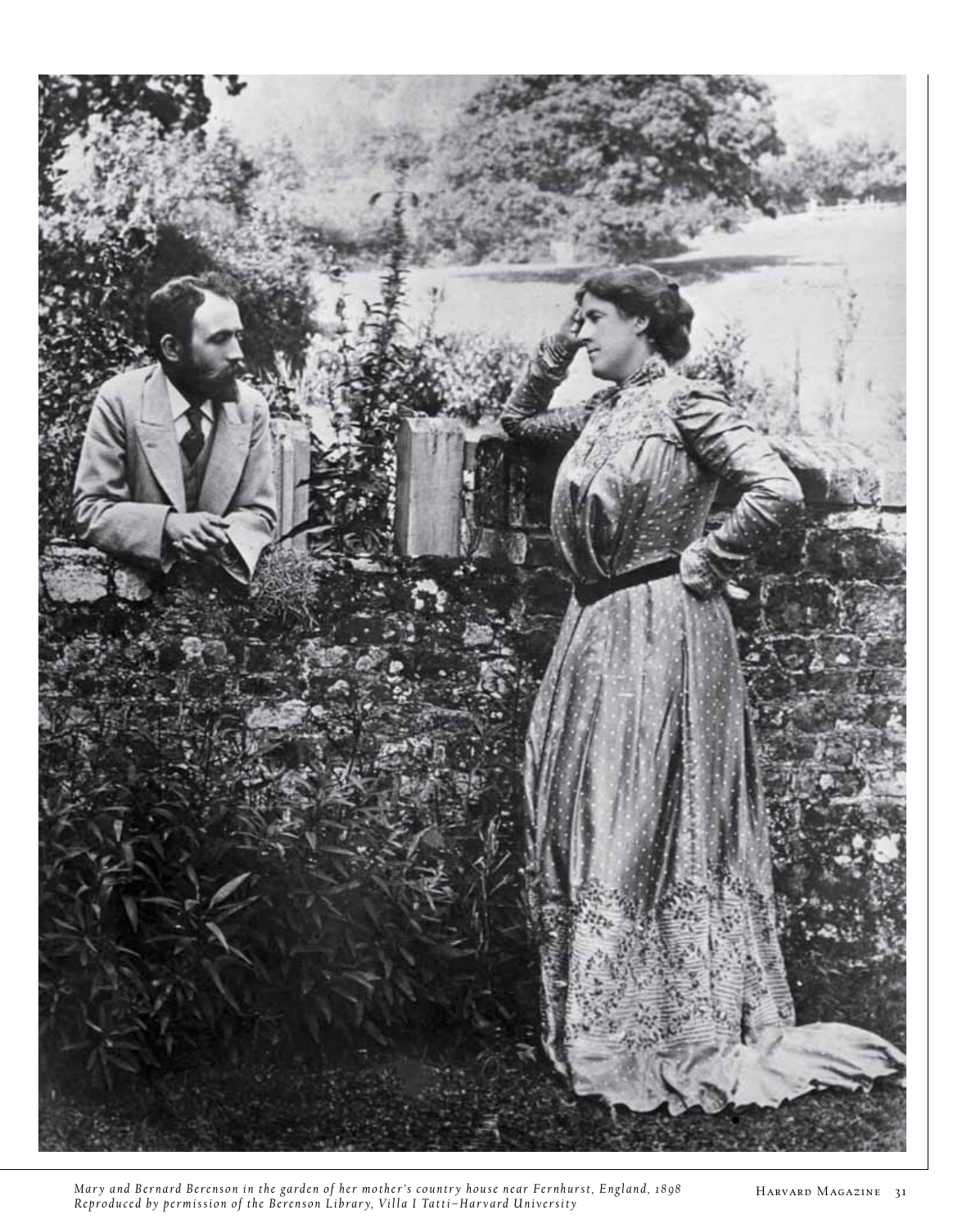*Mary and Bernard Berenson in the garden of her mother's country house near Fernhurst, England, 1898*
*Reproduced by permission of the Berenson Library, Villa I Tatti–Harvard University*